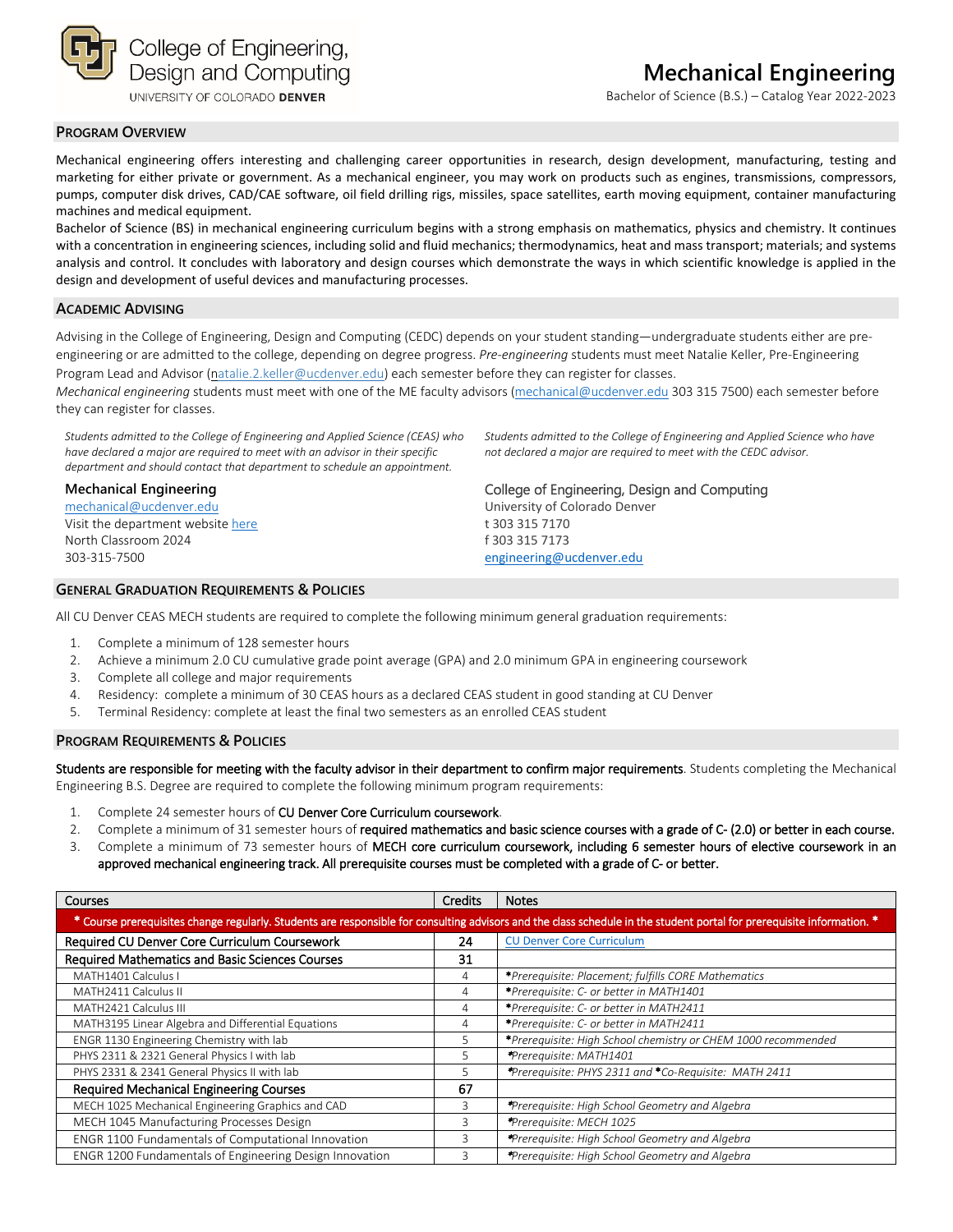College of Engineering, Design and Computing
UNIVERSITY OF COLORADO DENVER

# Mechanical Engineering

Bachelor of Science (B.S.) – Catalog Year 2022-2023

## PROGRAM OVERVIEW

Mechanical engineering offers interesting and challenging career opportunities in research, design development, manufacturing, testing and marketing for either private or government. As a mechanical engineer, you may work on products such as engines, transmissions, compressors, pumps, computer disk drives, CAD/CAE software, oil field drilling rigs, missiles, space satellites, earth moving equipment, container manufacturing machines and medical equipment.

Bachelor of Science (BS) in mechanical engineering curriculum begins with a strong emphasis on mathematics, physics and chemistry. It continues with a concentration in engineering sciences, including solid and fluid mechanics; thermodynamics, heat and mass transport; materials; and systems analysis and control. It concludes with laboratory and design courses which demonstrate the ways in which scientific knowledge is applied in the design and development of useful devices and manufacturing processes.

## ACADEMIC ADVISING

Advising in the College of Engineering, Design and Computing (CEDC) depends on your student standing—undergraduate students either are pre-engineering or are admitted to the college, depending on degree progress. *Pre-engineering* students must meet Natalie Keller, Pre-Engineering Program Lead and Advisor (natalie.2.keller@ucdenver.edu) each semester before they can register for classes.

*Mechanical engineering* students must meet with one of the ME faculty advisors (mechanical@ucdenver.edu 303 315 7500) each semester before they can register for classes.

*Students admitted to the College of Engineering and Applied Science (CEAS) who have declared a major are required to meet with an advisor in their specific department and should contact that department to schedule an appointment.*

**Mechanical Engineering**
mechanical@ucdenver.edu
Visit the department website here
North Classroom 2024
303-315-7500

*Students admitted to the College of Engineering and Applied Science who have not declared a major are required to meet with the CEDC advisor.*

**College of Engineering, Design and Computing**
University of Colorado Denver
t 303 315 7170
f 303 315 7173
engineering@ucdenver.edu

## GENERAL GRADUATION REQUIREMENTS & POLICIES

All CU Denver CEAS MECH students are required to complete the following minimum general graduation requirements:

1. Complete a minimum of 128 semester hours
2. Achieve a minimum 2.0 CU cumulative grade point average (GPA) and 2.0 minimum GPA in engineering coursework
3. Complete all college and major requirements
4. Residency: complete a minimum of 30 CEAS hours as a declared CEAS student in good standing at CU Denver
5. Terminal Residency: complete at least the final two semesters as an enrolled CEAS student

## PROGRAM REQUIREMENTS & POLICIES

**Students are responsible for meeting with the faculty advisor in their department to confirm major requirements**. Students completing the Mechanical Engineering B.S. Degree are required to complete the following minimum program requirements:

1. Complete 24 semester hours of **CU Denver Core Curriculum coursework**.
2. Complete a minimum of 31 semester hours of **required mathematics and basic science courses with a grade of C- (2.0) or better in each course.**
3. Complete a minimum of 73 semester hours of **MECH core curriculum coursework, including 6 semester hours of elective coursework in an approved mechanical engineering track. All prerequisite courses must be completed with a grade of C- or better.**

| Courses | Credits | Notes |
|---|---|---|
| **\* Course prerequisites change regularly. Students are responsible for consulting advisors and the class schedule in the student portal for prerequisite information. \*** | | |
| **Required CU Denver Core Curriculum Coursework** | **24** | CU Denver Core Curriculum |
| **Required Mathematics and Basic Sciences Courses** | **31** | |
| MATH1401 Calculus I | 4 | *\*Prerequisite: Placement; fulfills CORE Mathematics* |
| MATH2411 Calculus II | 4 | *\*Prerequisite: C- or better in MATH1401* |
| MATH2421 Calculus III | 4 | *\*Prerequisite: C- or better in MATH2411* |
| MATH3195 Linear Algebra and Differential Equations | 4 | *\*Prerequisite: C- or better in MATH2411* |
| ENGR 1130 Engineering Chemistry with lab | 5 | *\*Prerequisite: High School chemistry or CHEM 1000 recommended* |
| PHYS 2311 & 2321 General Physics I with lab | 5 | *\*Prerequisite: MATH1401* |
| PHYS 2331 & 2341 General Physics II with lab | 5 | *\*Prerequisite: PHYS 2311 and \*Co-Requisite: MATH 2411* |
| **Required Mechanical Engineering Courses** | **67** | |
| MECH 1025 Mechanical Engineering Graphics and CAD | 3 | *\*Prerequisite: High School Geometry and Algebra* |
| MECH 1045 Manufacturing Processes Design | 3 | *\*Prerequisite: MECH 1025* |
| ENGR 1100 Fundamentals of Computational Innovation | 3 | *\*Prerequisite: High School Geometry and Algebra* |
| ENGR 1200 Fundamentals of Engineering Design Innovation | 3 | *\*Prerequisite: High School Geometry and Algebra* |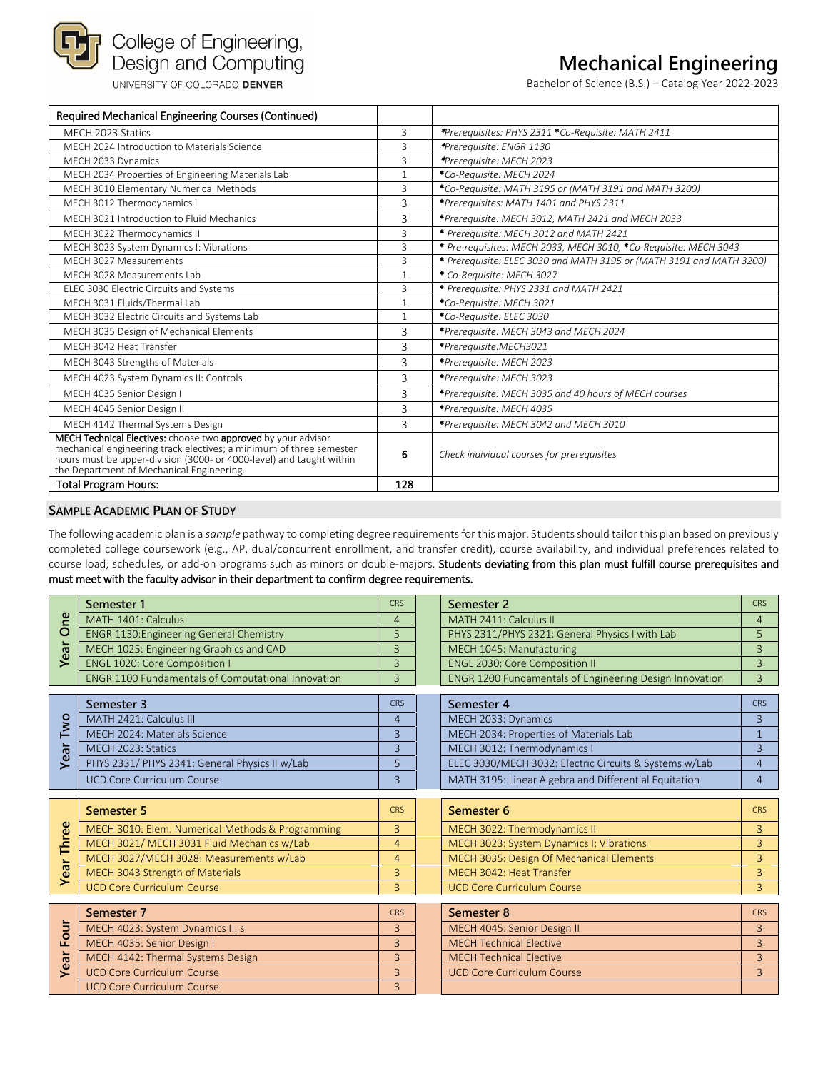# Mechanical Engineering

Bachelor of Science (B.S.) – Catalog Year 2022-2023

| Required Mechanical Engineering Courses (Continued) | | |
|---|---|---|
| MECH 2023 Statics | 3 | *Prerequisites: PHYS 2311 *Co-Requisite: MATH 2411 |
| MECH 2024 Introduction to Materials Science | 3 | *Prerequisite: ENGR 1130 |
| MECH 2033 Dynamics | 3 | *Prerequisite: MECH 2023 |
| MECH 2034 Properties of Engineering Materials Lab | 1 | *Co-Requisite: MECH 2024 |
| MECH 3010 Elementary Numerical Methods | 3 | *Co-Requisite: MATH 3195 or (MATH 3191 and MATH 3200) |
| MECH 3012 Thermodynamics I | 3 | *Prerequisites: MATH 1401 and PHYS 2311 |
| MECH 3021 Introduction to Fluid Mechanics | 3 | *Prerequisite: MECH 3012, MATH 2421 and MECH 2033 |
| MECH 3022 Thermodynamics II | 3 | * Prerequisite: MECH 3012 and MATH 2421 |
| MECH 3023 System Dynamics I: Vibrations | 3 | * Pre-requisites: MECH 2033, MECH 3010, *Co-Requisite: MECH 3043 |
| MECH 3027 Measurements | 3 | * Prerequisite: ELEC 3030 and MATH 3195 or (MATH 3191 and MATH 3200) |
| MECH 3028 Measurements Lab | 1 | * Co-Requisite: MECH 3027 |
| ELEC 3030 Electric Circuits and Systems | 3 | * Prerequisite: PHYS 2331 and MATH 2421 |
| MECH 3031 Fluids/Thermal Lab | 1 | *Co-Requisite: MECH 3021 |
| MECH 3032 Electric Circuits and Systems Lab | 1 | *Co-Requisite: ELEC 3030 |
| MECH 3035 Design of Mechanical Elements | 3 | *Prerequisite: MECH 3043 and MECH 2024 |
| MECH 3042 Heat Transfer | 3 | *Prerequisite:MECH3021 |
| MECH 3043 Strengths of Materials | 3 | *Prerequisite: MECH 2023 |
| MECH 4023 System Dynamics II: Controls | 3 | *Prerequisite: MECH 3023 |
| MECH 4035 Senior Design I | 3 | *Prerequisite: MECH 3035 and 40 hours of MECH courses |
| MECH 4045 Senior Design II | 3 | *Prerequisite: MECH 4035 |
| MECH 4142 Thermal Systems Design | 3 | *Prerequisite: MECH 3042 and MECH 3010 |
| **MECH Technical Electives:** choose two **approved** by your advisor mechanical engineering track electives; a minimum of three semester hours must be upper-division (3000- or 4000-level) and taught within the Department of Mechanical Engineering. | 6 | Check individual courses for prerequisites |
| Total Program Hours: | 128 | |

## Sample Academic Plan of Study

The following academic plan is a *sample* pathway to completing degree requirements for this major. Students should tailor this plan based on previously completed college coursework (e.g., AP, dual/concurrent enrollment, and transfer credit), course availability, and individual preferences related to course load, schedules, or add-on programs such as minors or double-majors. **Students deviating from this plan must fulfill course prerequisites and must meet with the faculty advisor in their department to confirm degree requirements.**

### Year One

| Semester 1 | CRS | Semester 2 | CRS |
|---|---|---|---|
| MATH 1401: Calculus I | 4 | MATH 2411: Calculus II | 4 |
| ENGR 1130:Engineering General Chemistry | 5 | PHYS 2311/PHYS 2321: General Physics I with Lab | 5 |
| MECH 1025: Engineering Graphics and CAD | 3 | MECH 1045: Manufacturing | 3 |
| ENGL 1020: Core Composition I | 3 | ENGL 2030: Core Composition II | 3 |
| ENGR 1100 Fundamentals of Computational Innovation | 3 | ENGR 1200 Fundamentals of Engineering Design Innovation | 3 |

### Year Two

| Semester 3 | CRS | Semester 4 | CRS |
|---|---|---|---|
| MATH 2421: Calculus III | 4 | MECH 2033: Dynamics | 3 |
| MECH 2024: Materials Science | 3 | MECH 2034: Properties of Materials Lab | 1 |
| MECH 2023: Statics | 3 | MECH 3012: Thermodynamics I | 3 |
| PHYS 2331/ PHYS 2341: General Physics II w/Lab | 5 | ELEC 3030/MECH 3032: Electric Circuits & Systems w/Lab | 4 |
| UCD Core Curriculum Course | 3 | MATH 3195: Linear Algebra and Differential Equitation | 4 |

### Year Three

| Semester 5 | CRS | Semester 6 | CRS |
|---|---|---|---|
| MECH 3010: Elem. Numerical Methods & Programming | 3 | MECH 3022: Thermodynamics II | 3 |
| MECH 3021/ MECH 3031 Fluid Mechanics w/Lab | 4 | MECH 3023: System Dynamics I: Vibrations | 3 |
| MECH 3027/MECH 3028: Measurements w/Lab | 4 | MECH 3035: Design Of Mechanical Elements | 3 |
| MECH 3043 Strength of Materials | 3 | MECH 3042: Heat Transfer | 3 |
| UCD Core Curriculum Course | 3 | UCD Core Curriculum Course | 3 |

### Year Four

| Semester 7 | CRS | Semester 8 | CRS |
|---|---|---|---|
| MECH 4023: System Dynamics II: s | 3 | MECH 4045: Senior Design II | 3 |
| MECH 4035: Senior Design I | 3 | MECH Technical Elective | 3 |
| MECH 4142: Thermal Systems Design | 3 | MECH Technical Elective | 3 |
| UCD Core Curriculum Course | 3 | UCD Core Curriculum Course | 3 |
| UCD Core Curriculum Course | 3 | | |